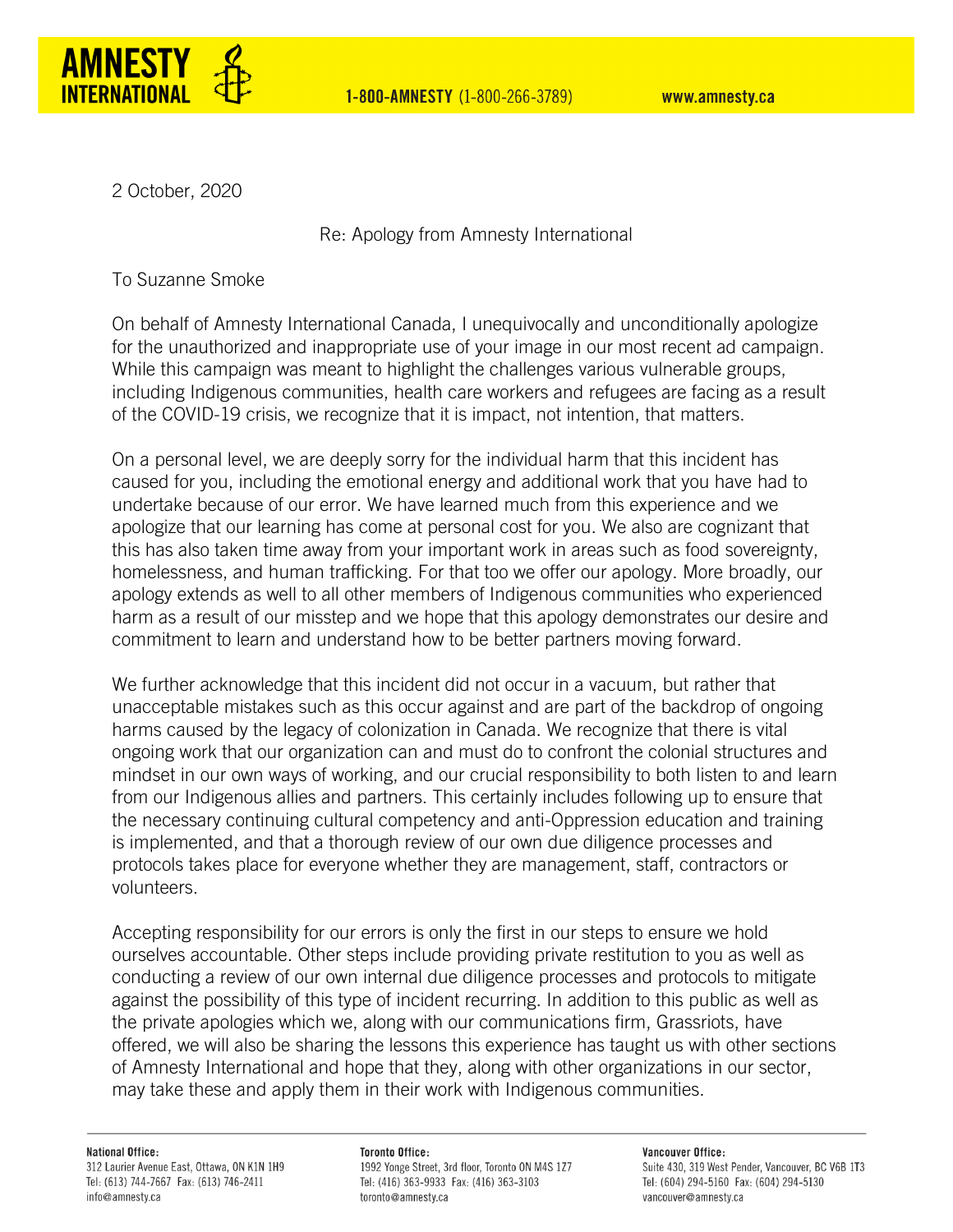**AMNESTY INTERNATIONAL** **1-800-AMNESTY** (1-800-266-3789) **www.amnesty.ca**

2 October, 2020

Re: Apology from Amnesty International

To Suzanne Smoke

On behalf of Amnesty International Canada, I unequivocally and unconditionally apologize for the unauthorized and inappropriate use of your image in our most recent ad campaign. While this campaign was meant to highlight the challenges various vulnerable groups, including Indigenous communities, health care workers and refugees are facing as a result of the COVID-19 crisis, we recognize that it is impact, not intention, that matters.

On a personal level, we are deeply sorry for the individual harm that this incident has caused for you, including the emotional energy and additional work that you have had to undertake because of our error. We have learned much from this experience and we apologize that our learning has come at personal cost for you. We also are cognizant that this has also taken time away from your important work in areas such as food sovereignty, homelessness, and human trafficking. For that too we offer our apology. More broadly, our apology extends as well to all other members of Indigenous communities who experienced harm as a result of our misstep and we hope that this apology demonstrates our desire and commitment to learn and understand how to be better partners moving forward.

We further acknowledge that this incident did not occur in a vacuum, but rather that unacceptable mistakes such as this occur against and are part of the backdrop of ongoing harms caused by the legacy of colonization in Canada. We recognize that there is vital ongoing work that our organization can and must do to confront the colonial structures and mindset in our own ways of working, and our crucial responsibility to both listen to and learn from our Indigenous allies and partners. This certainly includes following up to ensure that the necessary continuing cultural competency and anti-Oppression education and training is implemented, and that a thorough review of our own due diligence processes and protocols takes place for everyone whether they are management, staff, contractors or volunteers.

Accepting responsibility for our errors is only the first in our steps to ensure we hold ourselves accountable. Other steps include providing private restitution to you as well as conducting a review of our own internal due diligence processes and protocols to mitigate against the possibility of this type of incident recurring. In addition to this public as well as the private apologies which we, along with our communications firm, Grassriots, have offered, we will also be sharing the lessons this experience has taught us with other sections of Amnesty International and hope that they, along with other organizations in our sector, may take these and apply them in their work with Indigenous communities.

**National Office:**
312 Laurier Avenue East, Ottawa, ON K1N 1H9
Tel: (613) 744-7667 Fax: (613) 746-2411
info@amnesty.ca

**Toronto Office:**
1992 Yonge Street, 3rd floor, Toronto ON M4S 1Z7
Tel: (416) 363-9933 Fax: (416) 363-3103
toronto@amnesty.ca

**Vancouver Office:**
Suite 430, 319 West Pender, Vancouver, BC V6B 1T3
Tel: (604) 294-5160 Fax: (604) 294-5130
vancouver@amnesty.ca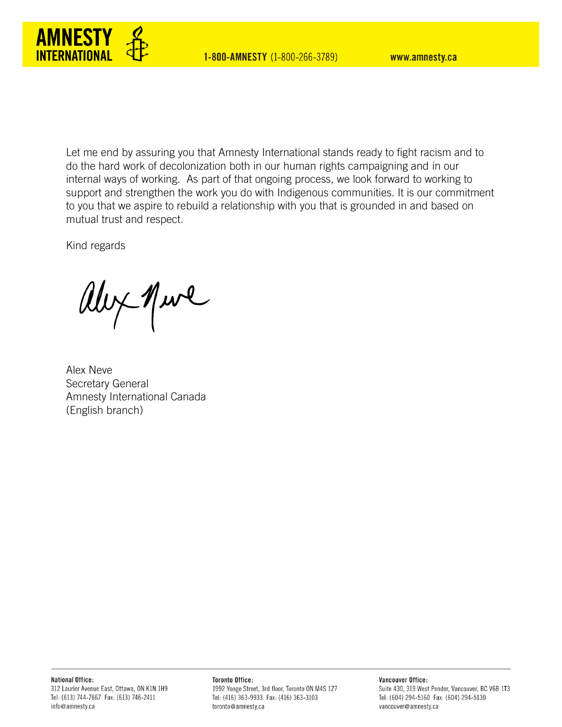Let me end by assuring you that Amnesty International stands ready to fight racism and to do the hard work of decolonization both in our human rights campaigning and in our internal ways of working. As part of that ongoing process, we look forward to working to support and strengthen the work you do with Indigenous communities. It is our commitment to you that we aspire to rebuild a relationship with you that is grounded in and based on mutual trust and respect.

Kind regards

Alex Neve
Secretary General
Amnesty International Canada
(English branch)